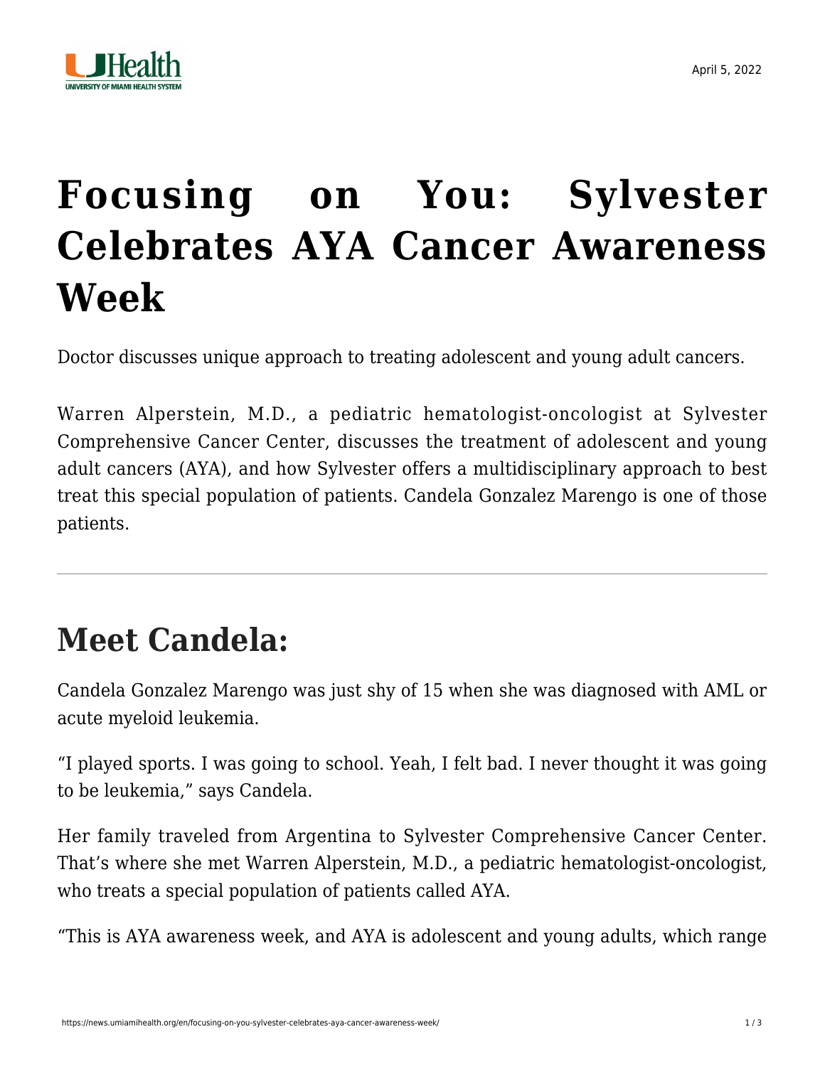# Focusing on You: Sylvester Celebrates AYA Cancer Awareness Week

Doctor discusses unique approach to treating adolescent and young adult cancers.

Warren Alperstein, M.D., a pediatric hematologist-oncologist at Sylvester Comprehensive Cancer Center, discusses the treatment of adolescent and young adult cancers (AYA), and how Sylvester offers a multidisciplinary approach to best treat this special population of patients. Candela Gonzalez Marengo is one of those patients.

---

## Meet Candela:

Candela Gonzalez Marengo was just shy of 15 when she was diagnosed with AML or acute myeloid leukemia.

"I played sports. I was going to school. Yeah, I felt bad. I never thought it was going to be leukemia," says Candela.

Her family traveled from Argentina to Sylvester Comprehensive Cancer Center. That's where she met Warren Alperstein, M.D., a pediatric hematologist-oncologist, who treats a special population of patients called AYA.

"This is AYA awareness week, and AYA is adolescent and young adults, which range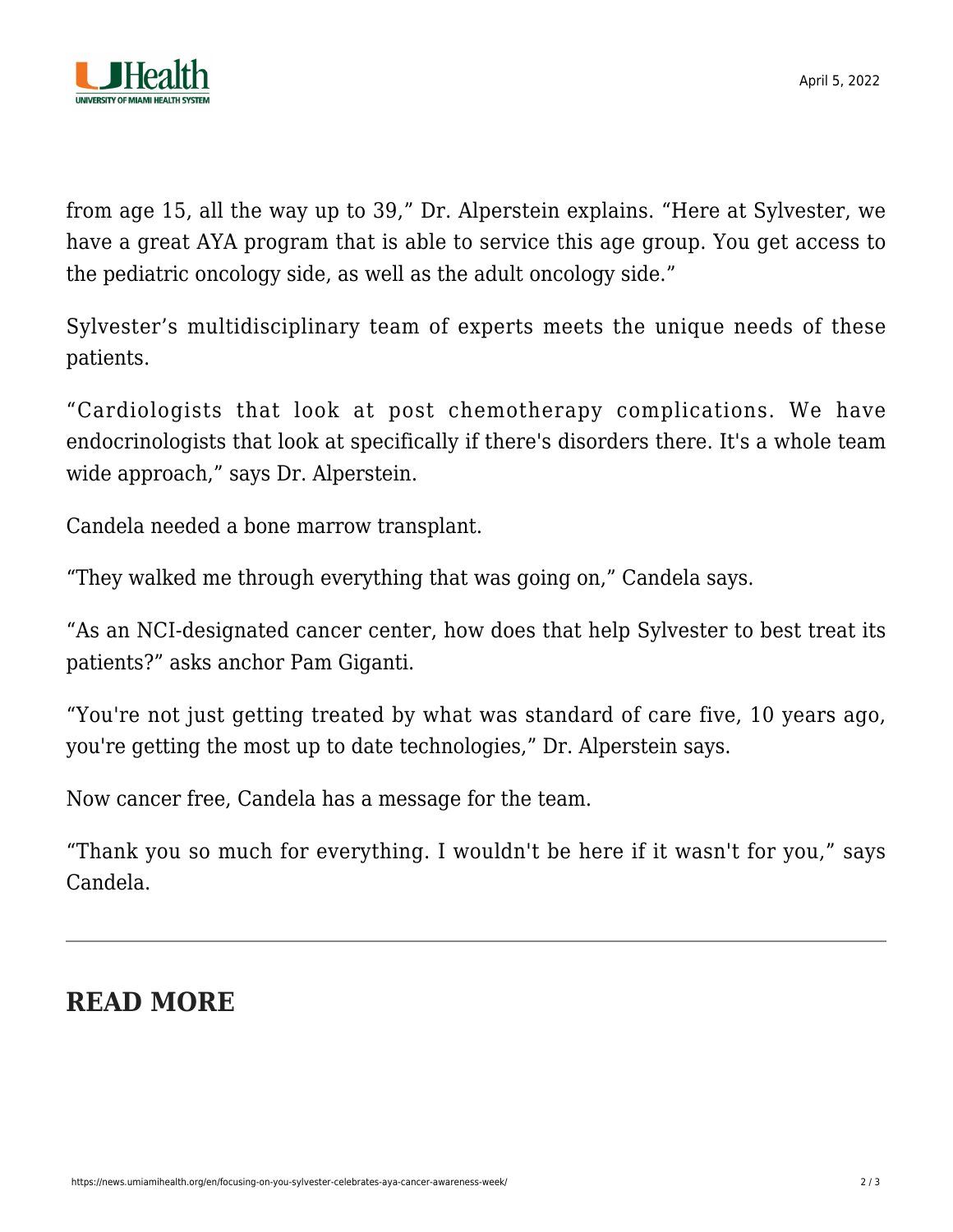from age 15, all the way up to 39," Dr. Alperstein explains. "Here at Sylvester, we have a great AYA program that is able to service this age group. You get access to the pediatric oncology side, as well as the adult oncology side."

Sylvester's multidisciplinary team of experts meets the unique needs of these patients.

"Cardiologists that look at post chemotherapy complications. We have endocrinologists that look at specifically if there's disorders there. It's a whole team wide approach," says Dr. Alperstein.

Candela needed a bone marrow transplant.

"They walked me through everything that was going on," Candela says.

"As an NCI-designated cancer center, how does that help Sylvester to best treat its patients?" asks anchor Pam Giganti.

"You're not just getting treated by what was standard of care five, 10 years ago, you're getting the most up to date technologies," Dr. Alperstein says.

Now cancer free, Candela has a message for the team.

"Thank you so much for everything. I wouldn't be here if it wasn't for you," says Candela.

---

## READ MORE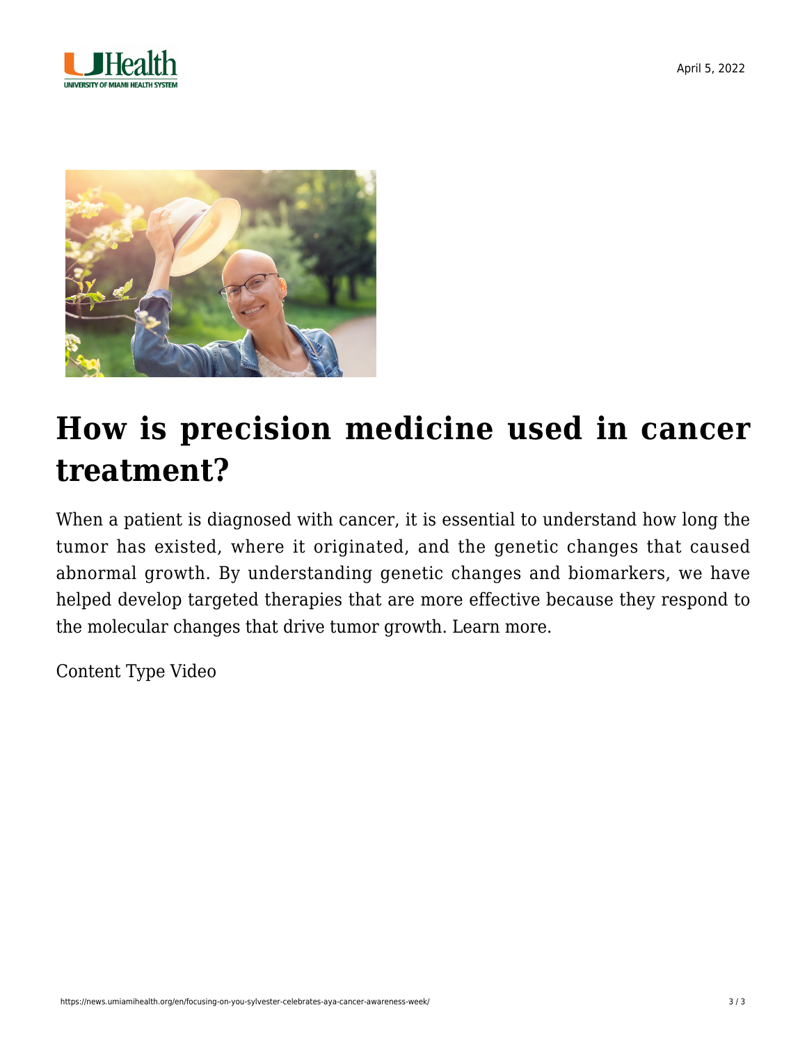## How is precision medicine used in cancer treatment?

When a patient is diagnosed with cancer, it is essential to understand how long the tumor has existed, where it originated, and the genetic changes that caused abnormal growth. By understanding genetic changes and biomarkers, we have helped develop targeted therapies that are more effective because they respond to the molecular changes that drive tumor growth. Learn more.

Content Type Video